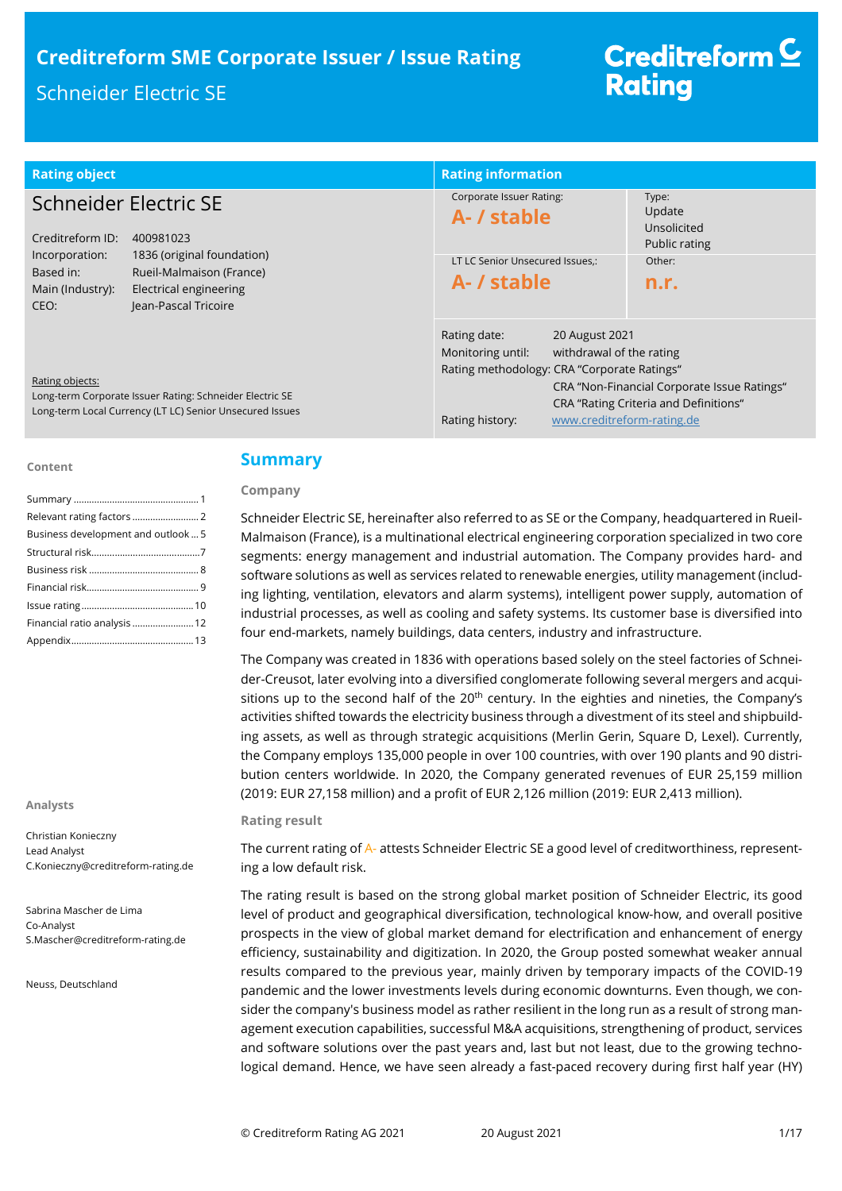# Creditreform SME Corporate Issuer / Issue Rating

## Schneider Electric SE

Creditreform Rating

| Rating object | Rating information | |
|---|---|---|
| **Schneider Electric SE** | Corporate Issuer Rating: **A- / stable** | Type: Update, Unsolicited, Public rating |
| Creditreform ID: 400981023 | LT LC Senior Unsecured Issues,: **A- / stable** | Other: **n.r.** |
| Incorporation: 1836 (original foundation) | | |
| Based in: Rueil-Malmaison (France) | | |
| Main (Industry): Electrical engineering | | |
| CEO: Jean-Pascal Tricoire | | |

Rating objects:
Long-term Corporate Issuer Rating: Schneider Electric SE
Long-term Local Currency (LT LC) Senior Unsecured Issues

Rating date: 20 August 2021
Monitoring until: withdrawal of the rating
Rating methodology: CRA "Corporate Ratings"
CRA "Non-Financial Corporate Issue Ratings"
CRA "Rating Criteria and Definitions"
Rating history: www.creditreform-rating.de

**Content**

- Summary ... 1
- Relevant rating factors ... 2
- Business development and outlook ... 5
- Structural risk ... 7
- Business risk ... 8
- Financial risk ... 9
- Issue rating ... 10
- Financial ratio analysis ... 12
- Appendix ... 13

**Analysts**

Christian Konieczny
Lead Analyst
C.Konieczny@creditreform-rating.de

Sabrina Mascher de Lima
Co-Analyst
S.Mascher@creditreform-rating.de

Neuss, Deutschland

## Summary

### Company

Schneider Electric SE, hereinafter also referred to as SE or the Company, headquartered in Rueil-Malmaison (France), is a multinational electrical engineering corporation specialized in two core segments: energy management and industrial automation. The Company provides hard- and software solutions as well as services related to renewable energies, utility management (including lighting, ventilation, elevators and alarm systems), intelligent power supply, automation of industrial processes, as well as cooling and safety systems. Its customer base is diversified into four end-markets, namely buildings, data centers, industry and infrastructure.

The Company was created in 1836 with operations based solely on the steel factories of Schneider-Creusot, later evolving into a diversified conglomerate following several mergers and acquisitions up to the second half of the 20th century. In the eighties and nineties, the Company's activities shifted towards the electricity business through a divestment of its steel and shipbuilding assets, as well as through strategic acquisitions (Merlin Gerin, Square D, Lexel). Currently, the Company employs 135,000 people in over 100 countries, with over 190 plants and 90 distribution centers worldwide. In 2020, the Company generated revenues of EUR 25,159 million (2019: EUR 27,158 million) and a profit of EUR 2,126 million (2019: EUR 2,413 million).

### Rating result

The current rating of A- attests Schneider Electric SE a good level of creditworthiness, representing a low default risk.

The rating result is based on the strong global market position of Schneider Electric, its good level of product and geographical diversification, technological know-how, and overall positive prospects in the view of global market demand for electrification and enhancement of energy efficiency, sustainability and digitization. In 2020, the Group posted somewhat weaker annual results compared to the previous year, mainly driven by temporary impacts of the COVID-19 pandemic and the lower investments levels during economic downturns. Even though, we consider the company's business model as rather resilient in the long run as a result of strong management execution capabilities, successful M&A acquisitions, strengthening of product, services and software solutions over the past years and, last but not least, due to the growing technological demand. Hence, we have seen already a fast-paced recovery during first half year (HY)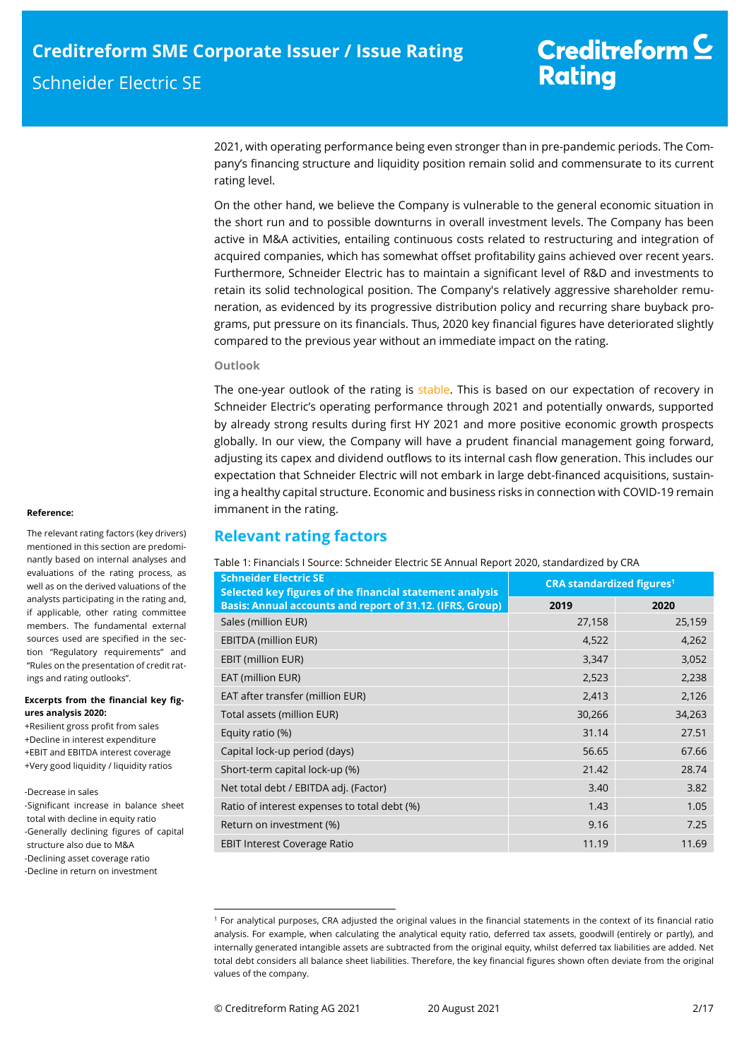2021, with operating performance being even stronger than in pre-pandemic periods. The Company's financing structure and liquidity position remain solid and commensurate to its current rating level.

On the other hand, we believe the Company is vulnerable to the general economic situation in the short run and to possible downturns in overall investment levels. The Company has been active in M&A activities, entailing continuous costs related to restructuring and integration of acquired companies, which has somewhat offset profitability gains achieved over recent years. Furthermore, Schneider Electric has to maintain a significant level of R&D and investments to retain its solid technological position. The Company's relatively aggressive shareholder remuneration, as evidenced by its progressive distribution policy and recurring share buyback programs, put pressure on its financials. Thus, 2020 key financial figures have deteriorated slightly compared to the previous year without an immediate impact on the rating.

### Outlook

The one-year outlook of the rating is stable. This is based on our expectation of recovery in Schneider Electric's operating performance through 2021 and potentially onwards, supported by already strong results during first HY 2021 and more positive economic growth prospects globally. In our view, the Company will have a prudent financial management going forward, adjusting its capex and dividend outflows to its internal cash flow generation. This includes our expectation that Schneider Electric will not embark in large debt-financed acquisitions, sustaining a healthy capital structure. Economic and business risks in connection with COVID-19 remain immanent in the rating.

**Reference:**

The relevant rating factors (key drivers) mentioned in this section are predominantly based on internal analyses and evaluations of the rating process, as well as on the derived valuations of the analysts participating in the rating and, if applicable, other rating committee members. The fundamental external sources used are specified in the section "Regulatory requirements" and "Rules on the presentation of credit ratings and rating outlooks".

**Excerpts from the financial key figures analysis 2020:**

+Resilient gross profit from sales
+Decline in interest expenditure
+EBIT and EBITDA interest coverage
+Very good liquidity / liquidity ratios

-Decrease in sales
-Significant increase in balance sheet total with decline in equity ratio
-Generally declining figures of capital structure also due to M&A
-Declining asset coverage ratio
-Decline in return on investment

## Relevant rating factors

Table 1: Financials I Source: Schneider Electric SE Annual Report 2020, standardized by CRA

| Schneider Electric SE<br>Selected key figures of the financial statement analysis<br>Basis: Annual accounts and report of 31.12. (IFRS, Group) | CRA standardized figures[1] | |
|---|---|---|
| | 2019 | 2020 |
| Sales (million EUR) | 27,158 | 25,159 |
| EBITDA (million EUR) | 4,522 | 4,262 |
| EBIT (million EUR) | 3,347 | 3,052 |
| EAT (million EUR) | 2,523 | 2,238 |
| EAT after transfer (million EUR) | 2,413 | 2,126 |
| Total assets (million EUR) | 30,266 | 34,263 |
| Equity ratio (%) | 31.14 | 27.51 |
| Capital lock-up period (days) | 56.65 | 67.66 |
| Short-term capital lock-up (%) | 21.42 | 28.74 |
| Net total debt / EBITDA adj. (Factor) | 3.40 | 3.82 |
| Ratio of interest expenses to total debt (%) | 1.43 | 1.05 |
| Return on investment (%) | 9.16 | 7.25 |
| EBIT Interest Coverage Ratio | 11.19 | 11.69 |

[1] For analytical purposes, CRA adjusted the original values in the financial statements in the context of its financial ratio analysis. For example, when calculating the analytical equity ratio, deferred tax assets, goodwill (entirely or partly), and internally generated intangible assets are subtracted from the original equity, whilst deferred tax liabilities are added. Net total debt considers all balance sheet liabilities. Therefore, the key financial figures shown often deviate from the original values of the company.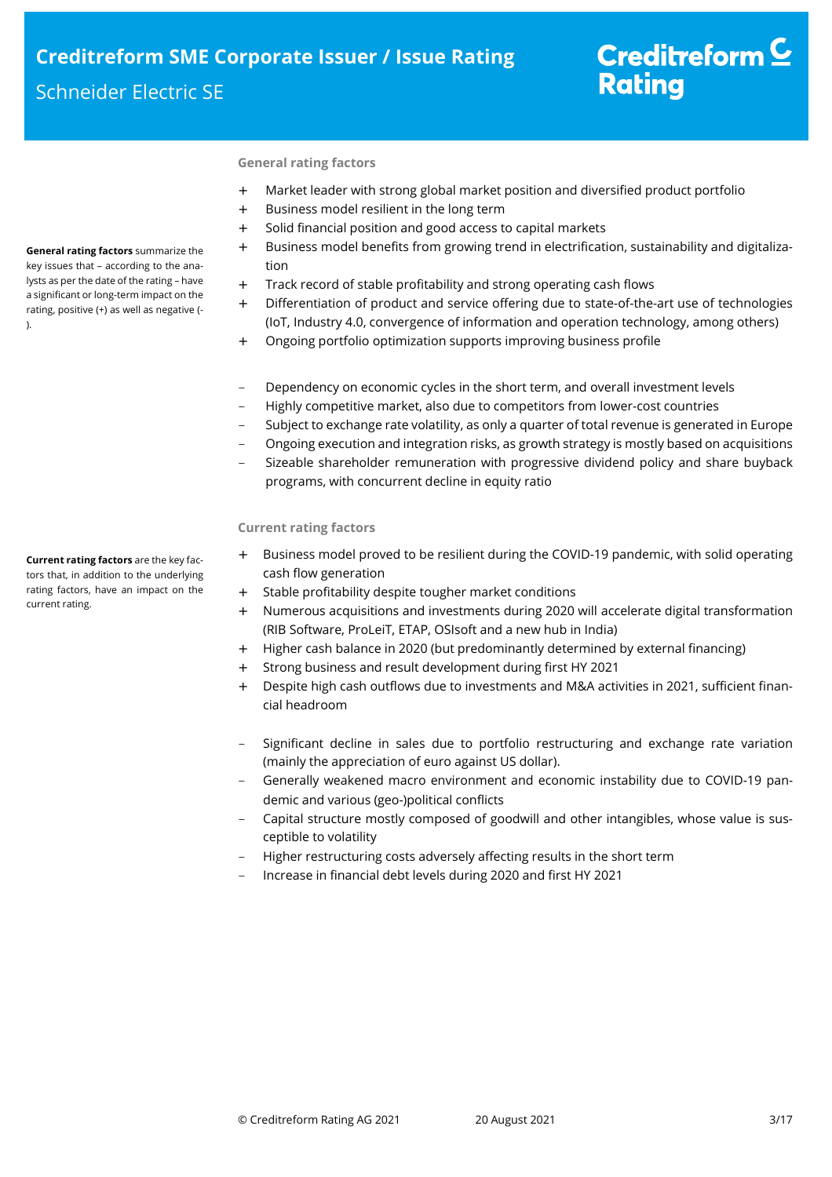**General rating factors** summarize the key issues that – according to the analysts as per the date of the rating – have a significant or long-term impact on the rating, positive (+) as well as negative (-).

### General rating factors

+ Market leader with strong global market position and diversified product portfolio
+ Business model resilient in the long term
+ Solid financial position and good access to capital markets
+ Business model benefits from growing trend in electrification, sustainability and digitalization
+ Track record of stable profitability and strong operating cash flows
+ Differentiation of product and service offering due to state-of-the-art use of technologies (IoT, Industry 4.0, convergence of information and operation technology, among others)
+ Ongoing portfolio optimization supports improving business profile

- Dependency on economic cycles in the short term, and overall investment levels
- Highly competitive market, also due to competitors from lower-cost countries
- Subject to exchange rate volatility, as only a quarter of total revenue is generated in Europe
- Ongoing execution and integration risks, as growth strategy is mostly based on acquisitions
- Sizeable shareholder remuneration with progressive dividend policy and share buyback programs, with concurrent decline in equity ratio

**Current rating factors** are the key factors that, in addition to the underlying rating factors, have an impact on the current rating.

### Current rating factors

+ Business model proved to be resilient during the COVID-19 pandemic, with solid operating cash flow generation
+ Stable profitability despite tougher market conditions
+ Numerous acquisitions and investments during 2020 will accelerate digital transformation (RIB Software, ProLeiT, ETAP, OSIsoft and a new hub in India)
+ Higher cash balance in 2020 (but predominantly determined by external financing)
+ Strong business and result development during first HY 2021
+ Despite high cash outflows due to investments and M&A activities in 2021, sufficient financial headroom

- Significant decline in sales due to portfolio restructuring and exchange rate variation (mainly the appreciation of euro against US dollar).
- Generally weakened macro environment and economic instability due to COVID-19 pandemic and various (geo-)political conflicts
- Capital structure mostly composed of goodwill and other intangibles, whose value is susceptible to volatility
- Higher restructuring costs adversely affecting results in the short term
- Increase in financial debt levels during 2020 and first HY 2021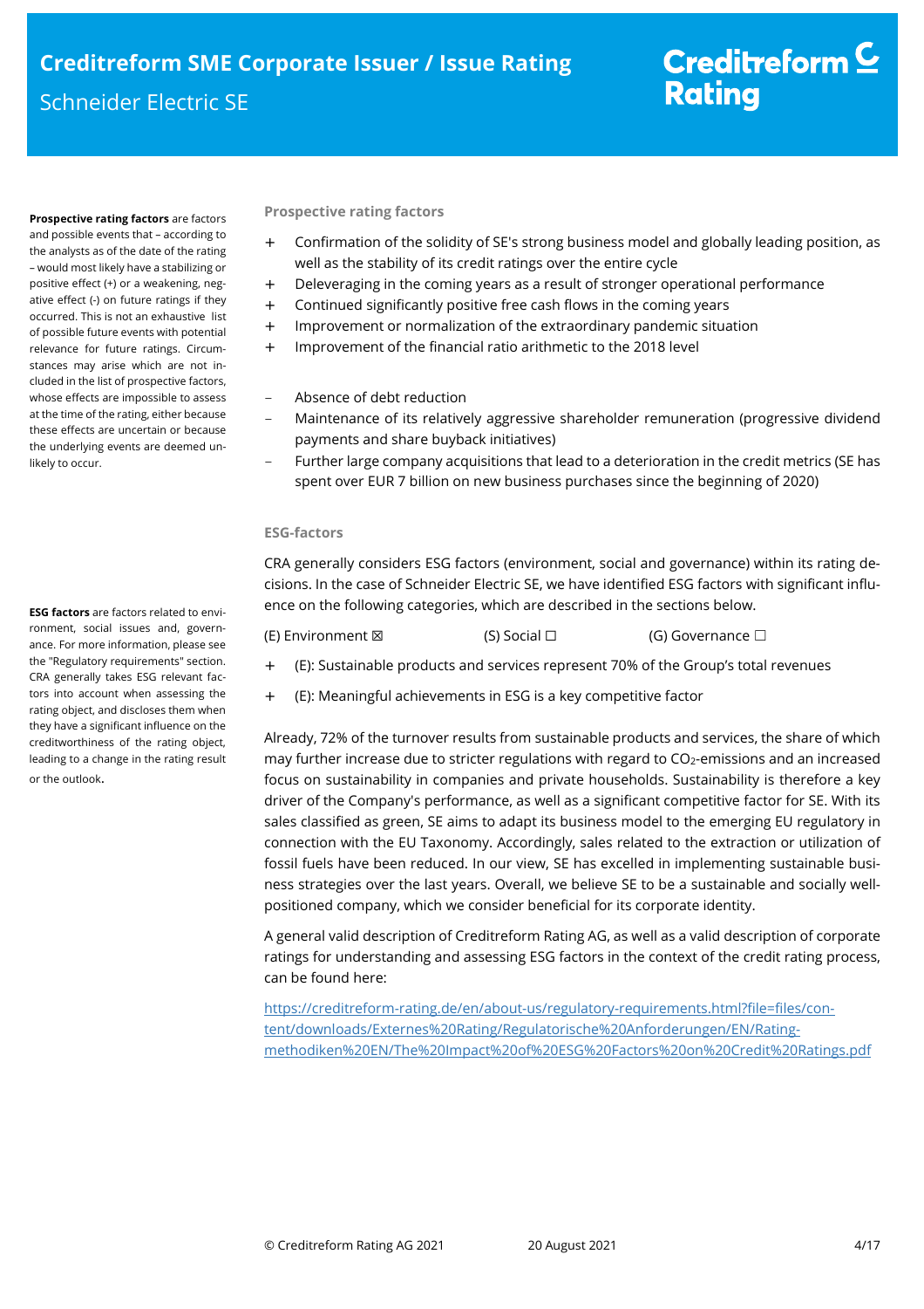**Prospective rating factors** are factors and possible events that – according to the analysts as of the date of the rating – would most likely have a stabilizing or positive effect (+) or a weakening, negative effect (-) on future ratings if they occurred. This is not an exhaustive list of possible future events with potential relevance for future ratings. Circumstances may arise which are not included in the list of prospective factors, whose effects are impossible to assess at the time of the rating, either because these effects are uncertain or because the underlying events are deemed unlikely to occur.

### Prospective rating factors

+ Confirmation of the solidity of SE's strong business model and globally leading position, as well as the stability of its credit ratings over the entire cycle
+ Deleveraging in the coming years as a result of stronger operational performance
+ Continued significantly positive free cash flows in the coming years
+ Improvement or normalization of the extraordinary pandemic situation
+ Improvement of the financial ratio arithmetic to the 2018 level

– Absence of debt reduction
– Maintenance of its relatively aggressive shareholder remuneration (progressive dividend payments and share buyback initiatives)
– Further large company acquisitions that lead to a deterioration in the credit metrics (SE has spent over EUR 7 billion on new business purchases since the beginning of 2020)

**ESG factors** are factors related to environment, social issues and, governance. For more information, please see the "Regulatory requirements" section. CRA generally takes ESG relevant factors into account when assessing the rating object, and discloses them when they have a significant influence on the creditworthiness of the rating object, leading to a change in the rating result or the outlook.

### ESG-factors

CRA generally considers ESG factors (environment, social and governance) within its rating decisions. In the case of Schneider Electric SE, we have identified ESG factors with significant influence on the following categories, which are described in the sections below.

(E) Environment ☒ (S) Social ☐ (G) Governance ☐

+ (E): Sustainable products and services represent 70% of the Group's total revenues
+ (E): Meaningful achievements in ESG is a key competitive factor

Already, 72% of the turnover results from sustainable products and services, the share of which may further increase due to stricter regulations with regard to $CO_2$-emissions and an increased focus on sustainability in companies and private households. Sustainability is therefore a key driver of the Company's performance, as well as a significant competitive factor for SE. With its sales classified as green, SE aims to adapt its business model to the emerging EU regulatory in connection with the EU Taxonomy. Accordingly, sales related to the extraction or utilization of fossil fuels have been reduced. In our view, SE has excelled in implementing sustainable business strategies over the last years. Overall, we believe SE to be a sustainable and socially well-positioned company, which we consider beneficial for its corporate identity.

A general valid description of Creditreform Rating AG, as well as a valid description of corporate ratings for understanding and assessing ESG factors in the context of the credit rating process, can be found here:

https://creditreform-rating.de/en/about-us/regulatory-requirements.html?file=files/content/downloads/Externes%20Rating/Regulatorische%20Anforderungen/EN/Ratingmethodiken%20EN/The%20Impact%20of%20ESG%20Factors%20on%20Credit%20Ratings.pdf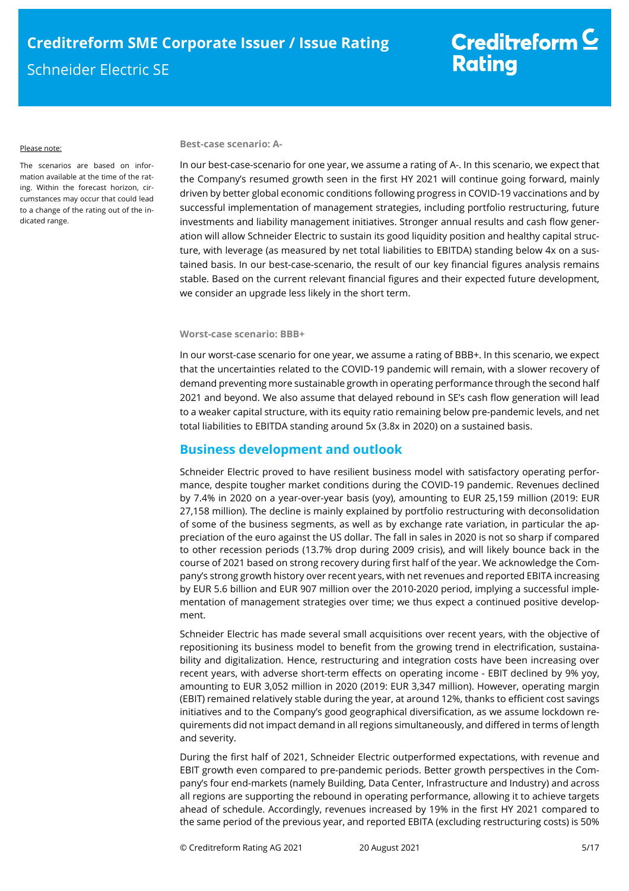Please note:

The scenarios are based on information available at the time of the rating. Within the forecast horizon, circumstances may occur that could lead to a change of the rating out of the indicated range.

#### Best-case scenario: A-

In our best-case-scenario for one year, we assume a rating of A-. In this scenario, we expect that the Company's resumed growth seen in the first HY 2021 will continue going forward, mainly driven by better global economic conditions following progress in COVID-19 vaccinations and by successful implementation of management strategies, including portfolio restructuring, future investments and liability management initiatives. Stronger annual results and cash flow generation will allow Schneider Electric to sustain its good liquidity position and healthy capital structure, with leverage (as measured by net total liabilities to EBITDA) standing below 4x on a sustained basis. In our best-case-scenario, the result of our key financial figures analysis remains stable. Based on the current relevant financial figures and their expected future development, we consider an upgrade less likely in the short term.

#### Worst-case scenario: BBB+

In our worst-case scenario for one year, we assume a rating of BBB+. In this scenario, we expect that the uncertainties related to the COVID-19 pandemic will remain, with a slower recovery of demand preventing more sustainable growth in operating performance through the second half 2021 and beyond. We also assume that delayed rebound in SE's cash flow generation will lead to a weaker capital structure, with its equity ratio remaining below pre-pandemic levels, and net total liabilities to EBITDA standing around 5x (3.8x in 2020) on a sustained basis.

## Business development and outlook

Schneider Electric proved to have resilient business model with satisfactory operating performance, despite tougher market conditions during the COVID-19 pandemic. Revenues declined by 7.4% in 2020 on a year-over-year basis (yoy), amounting to EUR 25,159 million (2019: EUR 27,158 million). The decline is mainly explained by portfolio restructuring with deconsolidation of some of the business segments, as well as by exchange rate variation, in particular the appreciation of the euro against the US dollar. The fall in sales in 2020 is not so sharp if compared to other recession periods (13.7% drop during 2009 crisis), and will likely bounce back in the course of 2021 based on strong recovery during first half of the year. We acknowledge the Company's strong growth history over recent years, with net revenues and reported EBITA increasing by EUR 5.6 billion and EUR 907 million over the 2010-2020 period, implying a successful implementation of management strategies over time; we thus expect a continued positive development.

Schneider Electric has made several small acquisitions over recent years, with the objective of repositioning its business model to benefit from the growing trend in electrification, sustainability and digitalization. Hence, restructuring and integration costs have been increasing over recent years, with adverse short-term effects on operating income - EBIT declined by 9% yoy, amounting to EUR 3,052 million in 2020 (2019: EUR 3,347 million). However, operating margin (EBIT) remained relatively stable during the year, at around 12%, thanks to efficient cost savings initiatives and to the Company's good geographical diversification, as we assume lockdown requirements did not impact demand in all regions simultaneously, and differed in terms of length and severity.

During the first half of 2021, Schneider Electric outperformed expectations, with revenue and EBIT growth even compared to pre-pandemic periods. Better growth perspectives in the Company's four end-markets (namely Building, Data Center, Infrastructure and Industry) and across all regions are supporting the rebound in operating performance, allowing it to achieve targets ahead of schedule. Accordingly, revenues increased by 19% in the first HY 2021 compared to the same period of the previous year, and reported EBITA (excluding restructuring costs) is 50%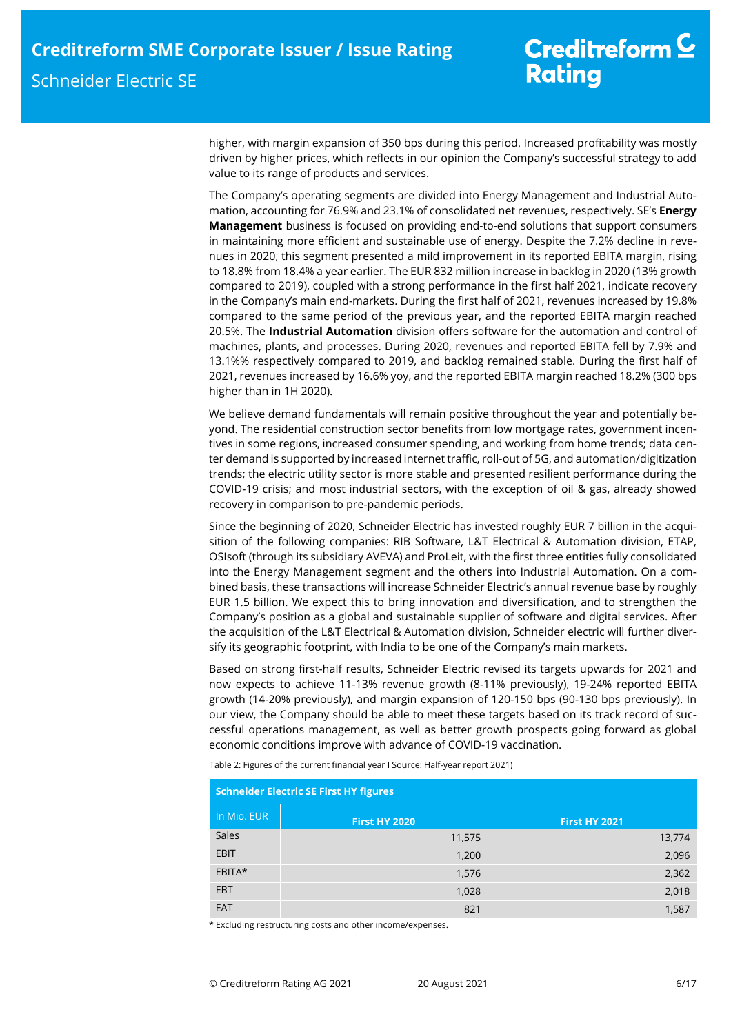higher, with margin expansion of 350 bps during this period. Increased profitability was mostly driven by higher prices, which reflects in our opinion the Company's successful strategy to add value to its range of products and services.

The Company's operating segments are divided into Energy Management and Industrial Automation, accounting for 76.9% and 23.1% of consolidated net revenues, respectively. SE's **Energy Management** business is focused on providing end-to-end solutions that support consumers in maintaining more efficient and sustainable use of energy. Despite the 7.2% decline in revenues in 2020, this segment presented a mild improvement in its reported EBITA margin, rising to 18.8% from 18.4% a year earlier. The EUR 832 million increase in backlog in 2020 (13% growth compared to 2019), coupled with a strong performance in the first half 2021, indicate recovery in the Company's main end-markets. During the first half of 2021, revenues increased by 19.8% compared to the same period of the previous year, and the reported EBITA margin reached 20.5%. The **Industrial Automation** division offers software for the automation and control of machines, plants, and processes. During 2020, revenues and reported EBITA fell by 7.9% and 13.1%% respectively compared to 2019, and backlog remained stable. During the first half of 2021, revenues increased by 16.6% yoy, and the reported EBITA margin reached 18.2% (300 bps higher than in 1H 2020).

We believe demand fundamentals will remain positive throughout the year and potentially beyond. The residential construction sector benefits from low mortgage rates, government incentives in some regions, increased consumer spending, and working from home trends; data center demand is supported by increased internet traffic, roll-out of 5G, and automation/digitization trends; the electric utility sector is more stable and presented resilient performance during the COVID-19 crisis; and most industrial sectors, with the exception of oil & gas, already showed recovery in comparison to pre-pandemic periods.

Since the beginning of 2020, Schneider Electric has invested roughly EUR 7 billion in the acquisition of the following companies: RIB Software, L&T Electrical & Automation division, ETAP, OSIsoft (through its subsidiary AVEVA) and ProLeit, with the first three entities fully consolidated into the Energy Management segment and the others into Industrial Automation. On a combined basis, these transactions will increase Schneider Electric's annual revenue base by roughly EUR 1.5 billion. We expect this to bring innovation and diversification, and to strengthen the Company's position as a global and sustainable supplier of software and digital services. After the acquisition of the L&T Electrical & Automation division, Schneider electric will further diversify its geographic footprint, with India to be one of the Company's main markets.

Based on strong first-half results, Schneider Electric revised its targets upwards for 2021 and now expects to achieve 11-13% revenue growth (8-11% previously), 19-24% reported EBITA growth (14-20% previously), and margin expansion of 120-150 bps (90-130 bps previously). In our view, the Company should be able to meet these targets based on its track record of successful operations management, as well as better growth prospects going forward as global economic conditions improve with advance of COVID-19 vaccination.

Table 2: Figures of the current financial year I Source: Half-year report 2021)

| Schneider Electric SE First HY figures | | |
|---|---|---|
| In Mio. EUR | First HY 2020 | First HY 2021 |
| Sales | 11,575 | 13,774 |
| EBIT | 1,200 | 2,096 |
| EBITA* | 1,576 | 2,362 |
| EBT | 1,028 | 2,018 |
| EAT | 821 | 1,587 |

* Excluding restructuring costs and other income/expenses.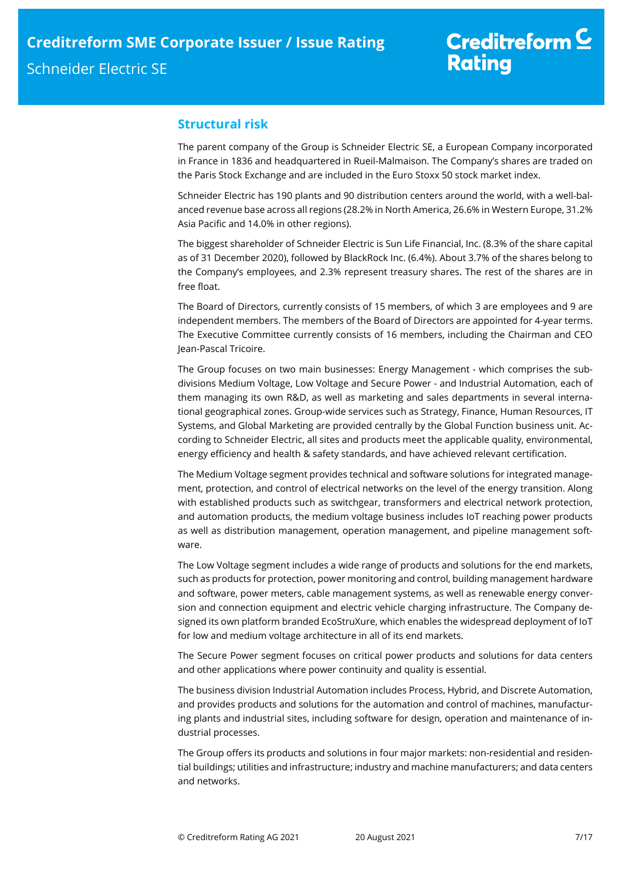## Structural risk

The parent company of the Group is Schneider Electric SE, a European Company incorporated in France in 1836 and headquartered in Rueil-Malmaison. The Company's shares are traded on the Paris Stock Exchange and are included in the Euro Stoxx 50 stock market index.

Schneider Electric has 190 plants and 90 distribution centers around the world, with a well-balanced revenue base across all regions (28.2% in North America, 26.6% in Western Europe, 31.2% Asia Pacific and 14.0% in other regions).

The biggest shareholder of Schneider Electric is Sun Life Financial, Inc. (8.3% of the share capital as of 31 December 2020), followed by BlackRock Inc. (6.4%). About 3.7% of the shares belong to the Company's employees, and 2.3% represent treasury shares. The rest of the shares are in free float.

The Board of Directors, currently consists of 15 members, of which 3 are employees and 9 are independent members. The members of the Board of Directors are appointed for 4-year terms. The Executive Committee currently consists of 16 members, including the Chairman and CEO Jean-Pascal Tricoire.

The Group focuses on two main businesses: Energy Management - which comprises the subdivisions Medium Voltage, Low Voltage and Secure Power - and Industrial Automation, each of them managing its own R&D, as well as marketing and sales departments in several international geographical zones. Group-wide services such as Strategy, Finance, Human Resources, IT Systems, and Global Marketing are provided centrally by the Global Function business unit. According to Schneider Electric, all sites and products meet the applicable quality, environmental, energy efficiency and health & safety standards, and have achieved relevant certification.

The Medium Voltage segment provides technical and software solutions for integrated management, protection, and control of electrical networks on the level of the energy transition. Along with established products such as switchgear, transformers and electrical network protection, and automation products, the medium voltage business includes IoT reaching power products as well as distribution management, operation management, and pipeline management software.

The Low Voltage segment includes a wide range of products and solutions for the end markets, such as products for protection, power monitoring and control, building management hardware and software, power meters, cable management systems, as well as renewable energy conversion and connection equipment and electric vehicle charging infrastructure. The Company designed its own platform branded EcoStruXure, which enables the widespread deployment of IoT for low and medium voltage architecture in all of its end markets.

The Secure Power segment focuses on critical power products and solutions for data centers and other applications where power continuity and quality is essential.

The business division Industrial Automation includes Process, Hybrid, and Discrete Automation, and provides products and solutions for the automation and control of machines, manufacturing plants and industrial sites, including software for design, operation and maintenance of industrial processes.

The Group offers its products and solutions in four major markets: non-residential and residential buildings; utilities and infrastructure; industry and machine manufacturers; and data centers and networks.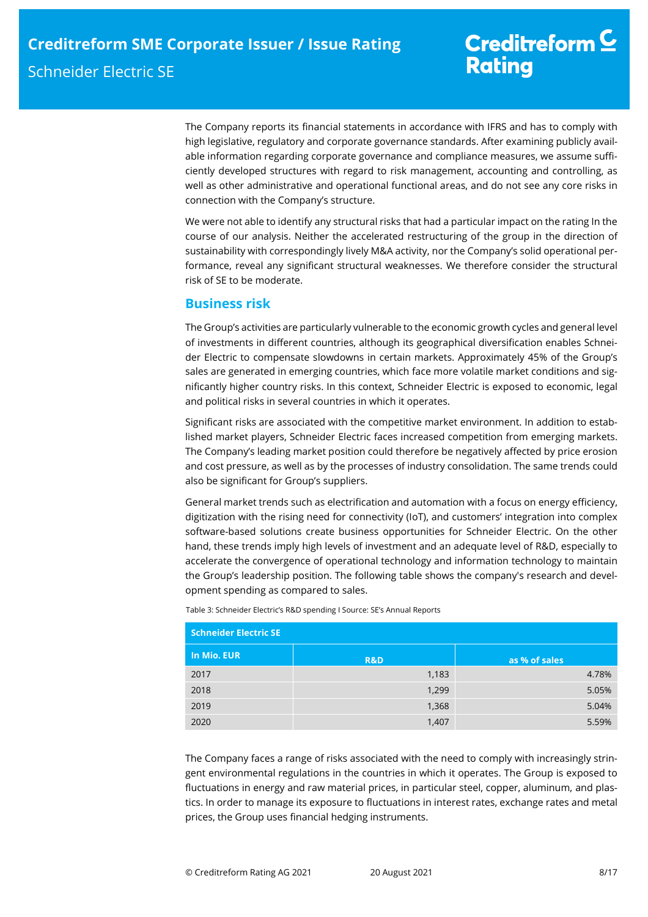The Company reports its financial statements in accordance with IFRS and has to comply with high legislative, regulatory and corporate governance standards. After examining publicly available information regarding corporate governance and compliance measures, we assume sufficiently developed structures with regard to risk management, accounting and controlling, as well as other administrative and operational functional areas, and do not see any core risks in connection with the Company's structure.

We were not able to identify any structural risks that had a particular impact on the rating In the course of our analysis. Neither the accelerated restructuring of the group in the direction of sustainability with correspondingly lively M&A activity, nor the Company's solid operational performance, reveal any significant structural weaknesses. We therefore consider the structural risk of SE to be moderate.

## Business risk

The Group's activities are particularly vulnerable to the economic growth cycles and general level of investments in different countries, although its geographical diversification enables Schneider Electric to compensate slowdowns in certain markets. Approximately 45% of the Group's sales are generated in emerging countries, which face more volatile market conditions and significantly higher country risks. In this context, Schneider Electric is exposed to economic, legal and political risks in several countries in which it operates.

Significant risks are associated with the competitive market environment. In addition to established market players, Schneider Electric faces increased competition from emerging markets. The Company's leading market position could therefore be negatively affected by price erosion and cost pressure, as well as by the processes of industry consolidation. The same trends could also be significant for Group's suppliers.

General market trends such as electrification and automation with a focus on energy efficiency, digitization with the rising need for connectivity (IoT), and customers' integration into complex software-based solutions create business opportunities for Schneider Electric. On the other hand, these trends imply high levels of investment and an adequate level of R&D, especially to accelerate the convergence of operational technology and information technology to maintain the Group's leadership position. The following table shows the company's research and development spending as compared to sales.

Table 3: Schneider Electric's R&D spending I Source: SE's Annual Reports

| Schneider Electric SE | | |
|---|---|---|
| In Mio. EUR | R&D | as % of sales |
| 2017 | 1,183 | 4.78% |
| 2018 | 1,299 | 5.05% |
| 2019 | 1,368 | 5.04% |
| 2020 | 1,407 | 5.59% |

The Company faces a range of risks associated with the need to comply with increasingly stringent environmental regulations in the countries in which it operates. The Group is exposed to fluctuations in energy and raw material prices, in particular steel, copper, aluminum, and plastics. In order to manage its exposure to fluctuations in interest rates, exchange rates and metal prices, the Group uses financial hedging instruments.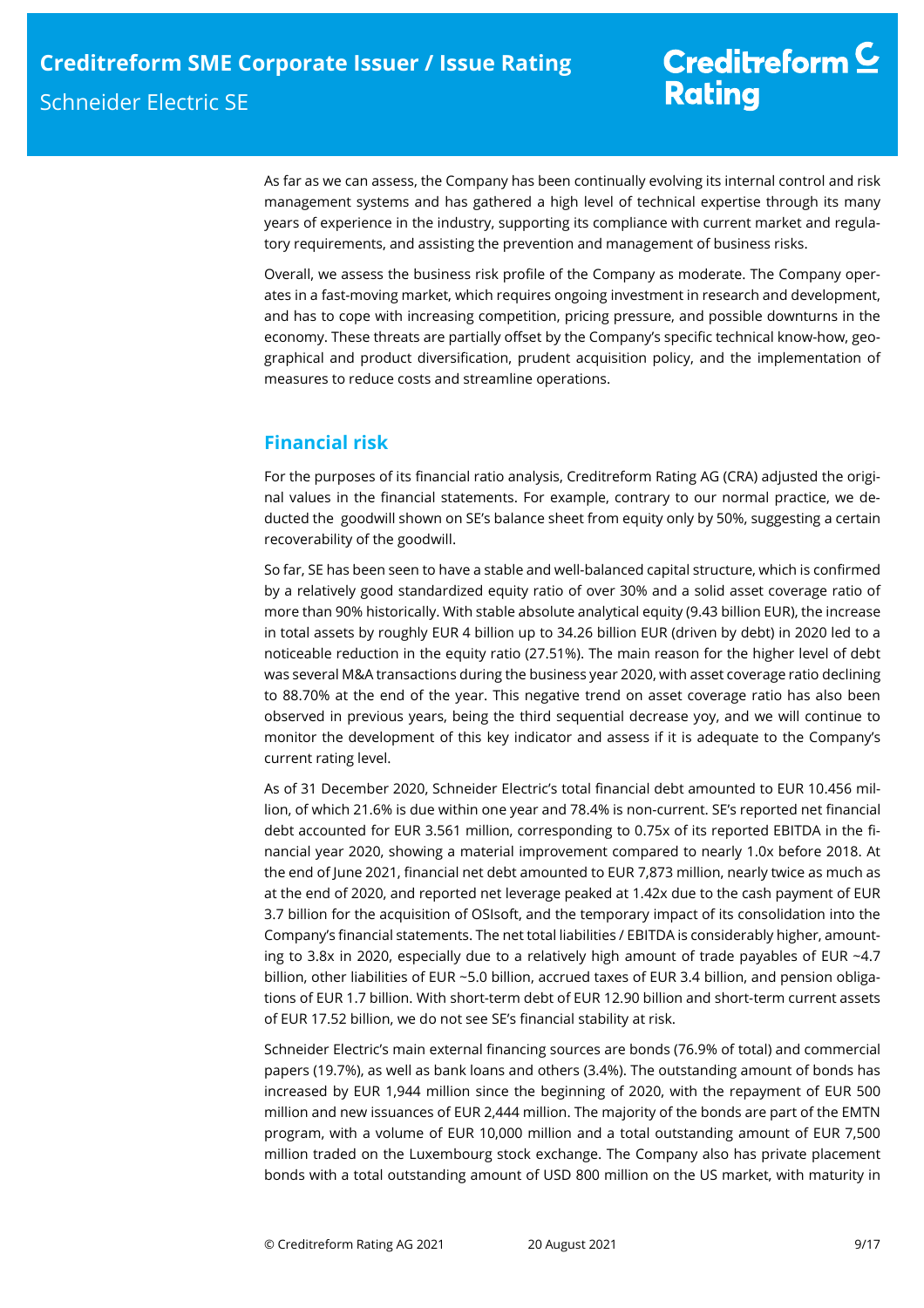As far as we can assess, the Company has been continually evolving its internal control and risk management systems and has gathered a high level of technical expertise through its many years of experience in the industry, supporting its compliance with current market and regulatory requirements, and assisting the prevention and management of business risks.

Overall, we assess the business risk profile of the Company as moderate. The Company operates in a fast-moving market, which requires ongoing investment in research and development, and has to cope with increasing competition, pricing pressure, and possible downturns in the economy. These threats are partially offset by the Company's specific technical know-how, geographical and product diversification, prudent acquisition policy, and the implementation of measures to reduce costs and streamline operations.

## Financial risk

For the purposes of its financial ratio analysis, Creditreform Rating AG (CRA) adjusted the original values in the financial statements. For example, contrary to our normal practice, we deducted the goodwill shown on SE's balance sheet from equity only by 50%, suggesting a certain recoverability of the goodwill.

So far, SE has been seen to have a stable and well-balanced capital structure, which is confirmed by a relatively good standardized equity ratio of over 30% and a solid asset coverage ratio of more than 90% historically. With stable absolute analytical equity (9.43 billion EUR), the increase in total assets by roughly EUR 4 billion up to 34.26 billion EUR (driven by debt) in 2020 led to a noticeable reduction in the equity ratio (27.51%). The main reason for the higher level of debt was several M&A transactions during the business year 2020, with asset coverage ratio declining to 88.70% at the end of the year. This negative trend on asset coverage ratio has also been observed in previous years, being the third sequential decrease yoy, and we will continue to monitor the development of this key indicator and assess if it is adequate to the Company's current rating level.

As of 31 December 2020, Schneider Electric's total financial debt amounted to EUR 10.456 million, of which 21.6% is due within one year and 78.4% is non-current. SE's reported net financial debt accounted for EUR 3.561 million, corresponding to 0.75x of its reported EBITDA in the financial year 2020, showing a material improvement compared to nearly 1.0x before 2018. At the end of June 2021, financial net debt amounted to EUR 7,873 million, nearly twice as much as at the end of 2020, and reported net leverage peaked at 1.42x due to the cash payment of EUR 3.7 billion for the acquisition of OSIsoft, and the temporary impact of its consolidation into the Company's financial statements. The net total liabilities / EBITDA is considerably higher, amounting to 3.8x in 2020, especially due to a relatively high amount of trade payables of EUR ~4.7 billion, other liabilities of EUR ~5.0 billion, accrued taxes of EUR 3.4 billion, and pension obligations of EUR 1.7 billion. With short-term debt of EUR 12.90 billion and short-term current assets of EUR 17.52 billion, we do not see SE's financial stability at risk.

Schneider Electric's main external financing sources are bonds (76.9% of total) and commercial papers (19.7%), as well as bank loans and others (3.4%). The outstanding amount of bonds has increased by EUR 1,944 million since the beginning of 2020, with the repayment of EUR 500 million and new issuances of EUR 2,444 million. The majority of the bonds are part of the EMTN program, with a volume of EUR 10,000 million and a total outstanding amount of EUR 7,500 million traded on the Luxembourg stock exchange. The Company also has private placement bonds with a total outstanding amount of USD 800 million on the US market, with maturity in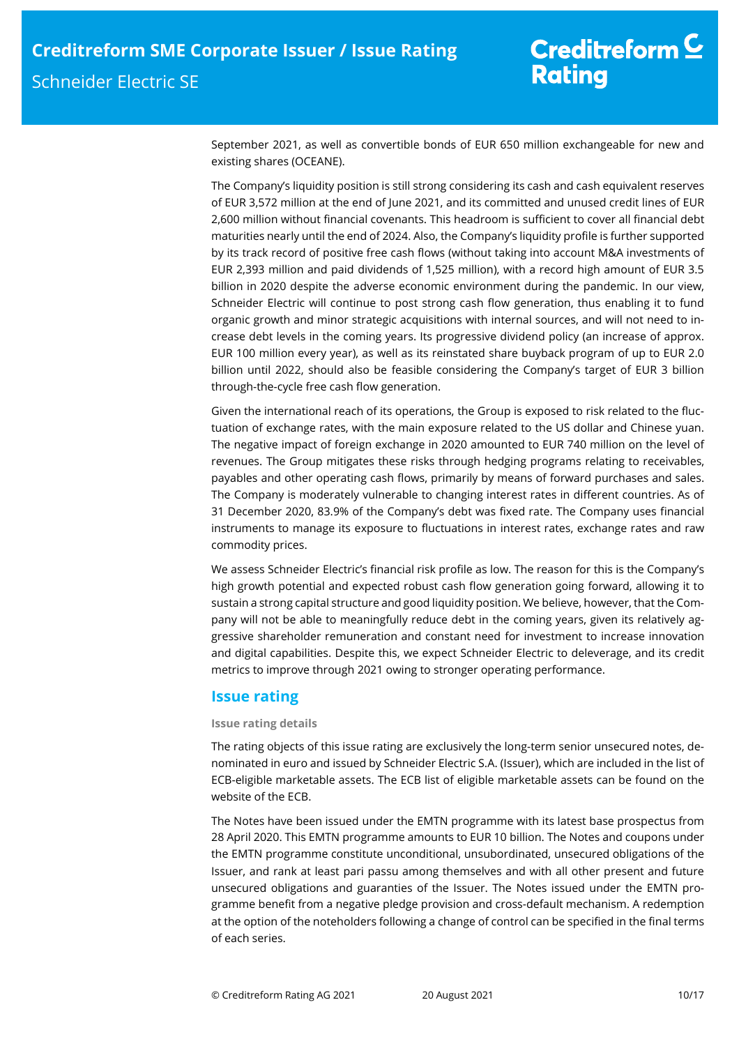September 2021, as well as convertible bonds of EUR 650 million exchangeable for new and existing shares (OCEANE).

The Company's liquidity position is still strong considering its cash and cash equivalent reserves of EUR 3,572 million at the end of June 2021, and its committed and unused credit lines of EUR 2,600 million without financial covenants. This headroom is sufficient to cover all financial debt maturities nearly until the end of 2024. Also, the Company's liquidity profile is further supported by its track record of positive free cash flows (without taking into account M&A investments of EUR 2,393 million and paid dividends of 1,525 million), with a record high amount of EUR 3.5 billion in 2020 despite the adverse economic environment during the pandemic. In our view, Schneider Electric will continue to post strong cash flow generation, thus enabling it to fund organic growth and minor strategic acquisitions with internal sources, and will not need to increase debt levels in the coming years. Its progressive dividend policy (an increase of approx. EUR 100 million every year), as well as its reinstated share buyback program of up to EUR 2.0 billion until 2022, should also be feasible considering the Company's target of EUR 3 billion through-the-cycle free cash flow generation.

Given the international reach of its operations, the Group is exposed to risk related to the fluctuation of exchange rates, with the main exposure related to the US dollar and Chinese yuan. The negative impact of foreign exchange in 2020 amounted to EUR 740 million on the level of revenues. The Group mitigates these risks through hedging programs relating to receivables, payables and other operating cash flows, primarily by means of forward purchases and sales. The Company is moderately vulnerable to changing interest rates in different countries. As of 31 December 2020, 83.9% of the Company's debt was fixed rate. The Company uses financial instruments to manage its exposure to fluctuations in interest rates, exchange rates and raw commodity prices.

We assess Schneider Electric's financial risk profile as low. The reason for this is the Company's high growth potential and expected robust cash flow generation going forward, allowing it to sustain a strong capital structure and good liquidity position. We believe, however, that the Company will not be able to meaningfully reduce debt in the coming years, given its relatively aggressive shareholder remuneration and constant need for investment to increase innovation and digital capabilities. Despite this, we expect Schneider Electric to deleverage, and its credit metrics to improve through 2021 owing to stronger operating performance.

## Issue rating

### Issue rating details

The rating objects of this issue rating are exclusively the long-term senior unsecured notes, denominated in euro and issued by Schneider Electric S.A. (Issuer), which are included in the list of ECB-eligible marketable assets. The ECB list of eligible marketable assets can be found on the website of the ECB.

The Notes have been issued under the EMTN programme with its latest base prospectus from 28 April 2020. This EMTN programme amounts to EUR 10 billion. The Notes and coupons under the EMTN programme constitute unconditional, unsubordinated, unsecured obligations of the Issuer, and rank at least pari passu among themselves and with all other present and future unsecured obligations and guaranties of the Issuer. The Notes issued under the EMTN programme benefit from a negative pledge provision and cross-default mechanism. A redemption at the option of the noteholders following a change of control can be specified in the final terms of each series.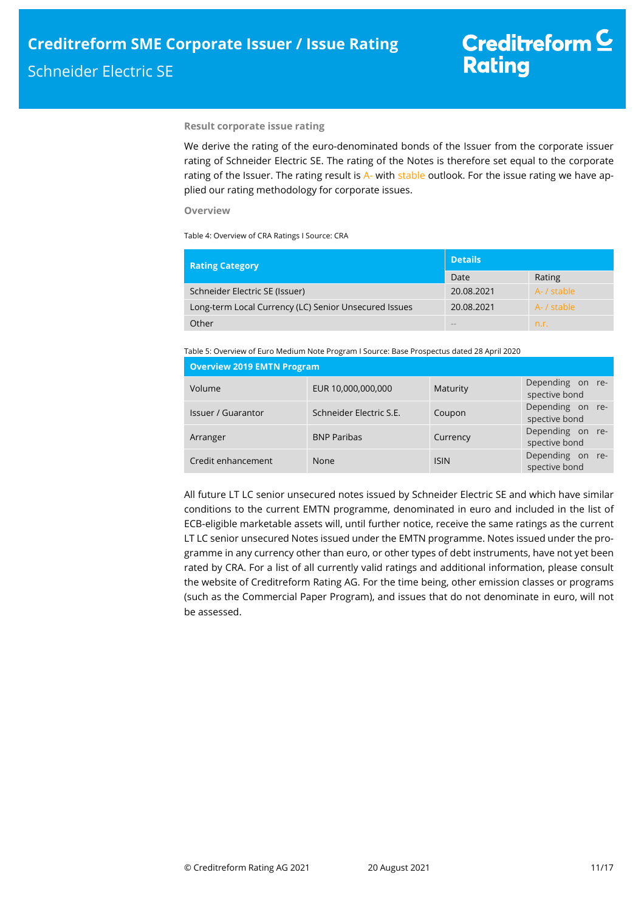### Result corporate issue rating

We derive the rating of the euro-denominated bonds of the Issuer from the corporate issuer rating of Schneider Electric SE. The rating of the Notes is therefore set equal to the corporate rating of the Issuer. The rating result is A- with stable outlook. For the issue rating we have applied our rating methodology for corporate issues.

### Overview

Table 4: Overview of CRA Ratings I Source: CRA

| Rating Category | Details | |
|---|---|---|
| | Date | Rating |
| Schneider Electric SE (Issuer) | 20.08.2021 | A- / stable |
| Long-term Local Currency (LC) Senior Unsecured Issues | 20.08.2021 | A- / stable |
| Other | -- | n.r. |

Table 5: Overview of Euro Medium Note Program I Source: Base Prospectus dated 28 April 2020

| Overview 2019 EMTN Program | | | |
|---|---|---|---|
| Volume | EUR 10,000,000,000 | Maturity | Depending on respective bond |
| Issuer / Guarantor | Schneider Electric S.E. | Coupon | Depending on respective bond |
| Arranger | BNP Paribas | Currency | Depending on respective bond |
| Credit enhancement | None | ISIN | Depending on respective bond |

All future LT LC senior unsecured notes issued by Schneider Electric SE and which have similar conditions to the current EMTN programme, denominated in euro and included in the list of ECB-eligible marketable assets will, until further notice, receive the same ratings as the current LT LC senior unsecured Notes issued under the EMTN programme. Notes issued under the programme in any currency other than euro, or other types of debt instruments, have not yet been rated by CRA. For a list of all currently valid ratings and additional information, please consult the website of Creditreform Rating AG. For the time being, other emission classes or programs (such as the Commercial Paper Program), and issues that do not denominate in euro, will not be assessed.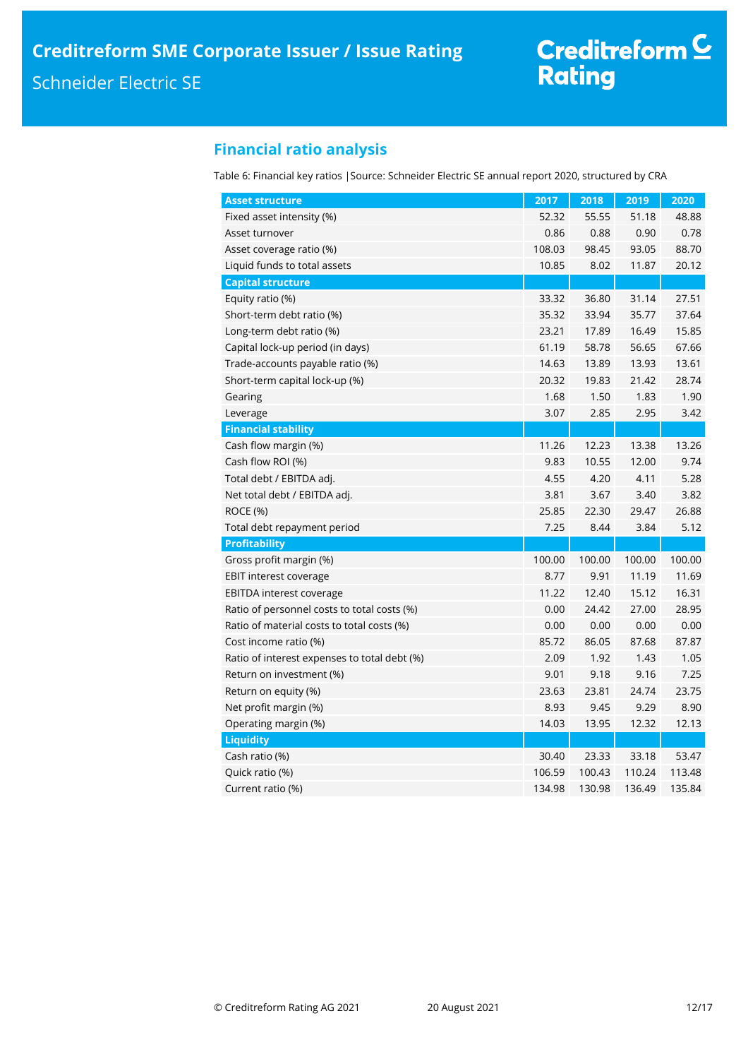## Financial ratio analysis

Table 6: Financial key ratios |Source: Schneider Electric SE annual report 2020, structured by CRA

| Asset structure | 2017 | 2018 | 2019 | 2020 |
|---|---|---|---|---|
| Fixed asset intensity (%) | 52.32 | 55.55 | 51.18 | 48.88 |
| Asset turnover | 0.86 | 0.88 | 0.90 | 0.78 |
| Asset coverage ratio (%) | 108.03 | 98.45 | 93.05 | 88.70 |
| Liquid funds to total assets | 10.85 | 8.02 | 11.87 | 20.12 |
| **Capital structure** | | | | |
| Equity ratio (%) | 33.32 | 36.80 | 31.14 | 27.51 |
| Short-term debt ratio (%) | 35.32 | 33.94 | 35.77 | 37.64 |
| Long-term debt ratio (%) | 23.21 | 17.89 | 16.49 | 15.85 |
| Capital lock-up period (in days) | 61.19 | 58.78 | 56.65 | 67.66 |
| Trade-accounts payable ratio (%) | 14.63 | 13.89 | 13.93 | 13.61 |
| Short-term capital lock-up (%) | 20.32 | 19.83 | 21.42 | 28.74 |
| Gearing | 1.68 | 1.50 | 1.83 | 1.90 |
| Leverage | 3.07 | 2.85 | 2.95 | 3.42 |
| **Financial stability** | | | | |
| Cash flow margin (%) | 11.26 | 12.23 | 13.38 | 13.26 |
| Cash flow ROI (%) | 9.83 | 10.55 | 12.00 | 9.74 |
| Total debt / EBITDA adj. | 4.55 | 4.20 | 4.11 | 5.28 |
| Net total debt / EBITDA adj. | 3.81 | 3.67 | 3.40 | 3.82 |
| ROCE (%) | 25.85 | 22.30 | 29.47 | 26.88 |
| Total debt repayment period | 7.25 | 8.44 | 3.84 | 5.12 |
| **Profitability** | | | | |
| Gross profit margin (%) | 100.00 | 100.00 | 100.00 | 100.00 |
| EBIT interest coverage | 8.77 | 9.91 | 11.19 | 11.69 |
| EBITDA interest coverage | 11.22 | 12.40 | 15.12 | 16.31 |
| Ratio of personnel costs to total costs (%) | 0.00 | 24.42 | 27.00 | 28.95 |
| Ratio of material costs to total costs (%) | 0.00 | 0.00 | 0.00 | 0.00 |
| Cost income ratio (%) | 85.72 | 86.05 | 87.68 | 87.87 |
| Ratio of interest expenses to total debt (%) | 2.09 | 1.92 | 1.43 | 1.05 |
| Return on investment (%) | 9.01 | 9.18 | 9.16 | 7.25 |
| Return on equity (%) | 23.63 | 23.81 | 24.74 | 23.75 |
| Net profit margin (%) | 8.93 | 9.45 | 9.29 | 8.90 |
| Operating margin (%) | 14.03 | 13.95 | 12.32 | 12.13 |
| **Liquidity** | | | | |
| Cash ratio (%) | 30.40 | 23.33 | 33.18 | 53.47 |
| Quick ratio (%) | 106.59 | 100.43 | 110.24 | 113.48 |
| Current ratio (%) | 134.98 | 130.98 | 136.49 | 135.84 |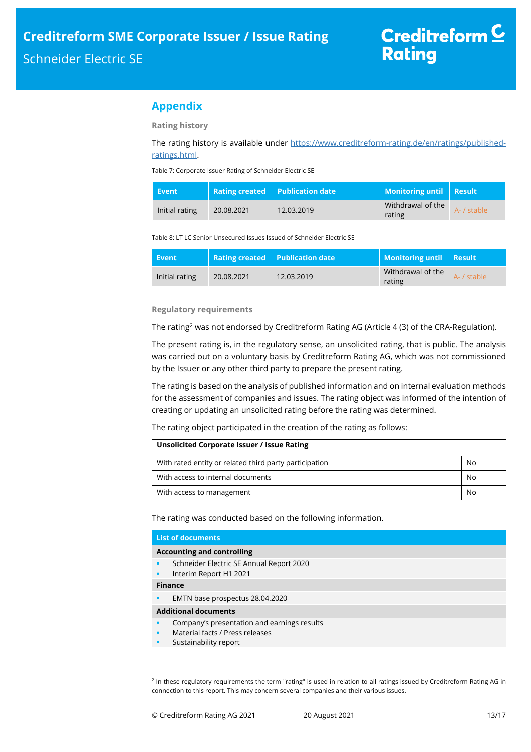## Appendix

### Rating history

The rating history is available under https://www.creditreform-rating.de/en/ratings/published-ratings.html.

Table 7: Corporate Issuer Rating of Schneider Electric SE

| Event | Rating created | Publication date | Monitoring until | Result |
|---|---|---|---|---|
| Initial rating | 20.08.2021 | 12.03.2019 | Withdrawal of the rating | A- / stable |

Table 8: LT LC Senior Unsecured Issues Issued of Schneider Electric SE

| Event | Rating created | Publication date | Monitoring until | Result |
|---|---|---|---|---|
| Initial rating | 20.08.2021 | 12.03.2019 | Withdrawal of the rating | A- / stable |

### Regulatory requirements

The rating[2] was not endorsed by Creditreform Rating AG (Article 4 (3) of the CRA-Regulation).

The present rating is, in the regulatory sense, an unsolicited rating, that is public. The analysis was carried out on a voluntary basis by Creditreform Rating AG, which was not commissioned by the Issuer or any other third party to prepare the present rating.

The rating is based on the analysis of published information and on internal evaluation methods for the assessment of companies and issues. The rating object was informed of the intention of creating or updating an unsolicited rating before the rating was determined.

The rating object participated in the creation of the rating as follows:

| **Unsolicited Corporate Issuer / Issue Rating** | |
|---|---|
| With rated entity or related third party participation | No |
| With access to internal documents | No |
| With access to management | No |

The rating was conducted based on the following information.

| List of documents |
|---|
| **Accounting and controlling** |
| ▪ Schneider Electric SE Annual Report 2020 |
| ▪ Interim Report H1 2021 |
| **Finance** |
| ▪ EMTN base prospectus 28.04.2020 |
| **Additional documents** |
| ▪ Company's presentation and earnings results |
| ▪ Material facts / Press releases |
| ▪ Sustainability report |

[2] In these regulatory requirements the term "rating" is used in relation to all ratings issued by Creditreform Rating AG in connection to this report. This may concern several companies and their various issues.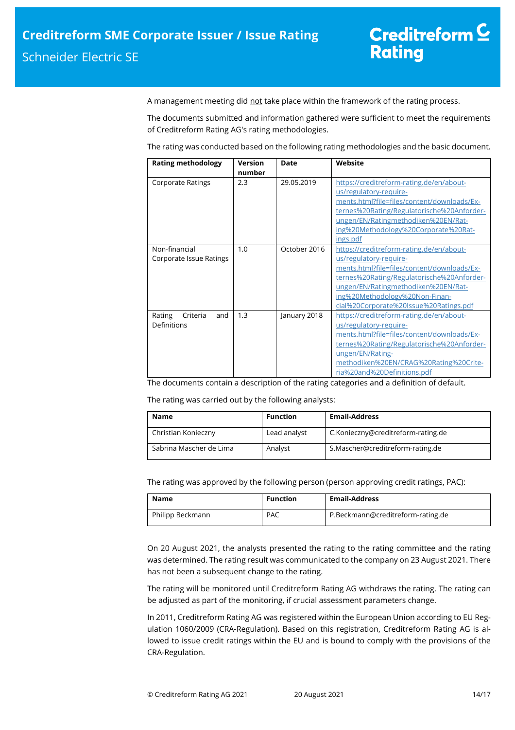A management meeting did not take place within the framework of the rating process.

The documents submitted and information gathered were sufficient to meet the requirements of Creditreform Rating AG's rating methodologies.

The rating was conducted based on the following rating methodologies and the basic document.

| Rating methodology | Version number | Date | Website |
|---|---|---|---|
| Corporate Ratings | 2.3 | 29.05.2019 | https://creditreform-rating.de/en/about-us/regulatory-requirements.html?file=files/content/downloads/Externes%20Rating/Regulatorische%20Anforderungen/EN/Ratingmethodiken%20EN/Rating%20Methodology%20Corporate%20Ratings.pdf |
| Non-financial Corporate Issue Ratings | 1.0 | October 2016 | https://creditreform-rating.de/en/about-us/regulatory-requirements.html?file=files/content/downloads/Externes%20Rating/Regulatorische%20Anforderungen/EN/Ratingmethodiken%20EN/Rating%20Methodology%20Non-Financial%20Corporate%20Issue%20Ratings.pdf |
| Rating Criteria and Definitions | 1.3 | January 2018 | https://creditreform-rating.de/en/about-us/regulatory-requirements.html?file=files/content/downloads/Externes%20Rating/Regulatorische%20Anforderungen/EN/Ratingmethodiken%20EN/CRAG%20Rating%20Criteria%20and%20Definitions.pdf |

The documents contain a description of the rating categories and a definition of default.

The rating was carried out by the following analysts:

| Name | Function | Email-Address |
|---|---|---|
| Christian Konieczny | Lead analyst | C.Konieczny@creditreform-rating.de |
| Sabrina Mascher de Lima | Analyst | S.Mascher@creditreform-rating.de |

The rating was approved by the following person (person approving credit ratings, PAC):

| Name | Function | Email-Address |
|---|---|---|
| Philipp Beckmann | PAC | P.Beckmann@creditreform-rating.de |

On 20 August 2021, the analysts presented the rating to the rating committee and the rating was determined. The rating result was communicated to the company on 23 August 2021. There has not been a subsequent change to the rating.

The rating will be monitored until Creditreform Rating AG withdraws the rating. The rating can be adjusted as part of the monitoring, if crucial assessment parameters change.

In 2011, Creditreform Rating AG was registered within the European Union according to EU Regulation 1060/2009 (CRA-Regulation). Based on this registration, Creditreform Rating AG is allowed to issue credit ratings within the EU and is bound to comply with the provisions of the CRA-Regulation.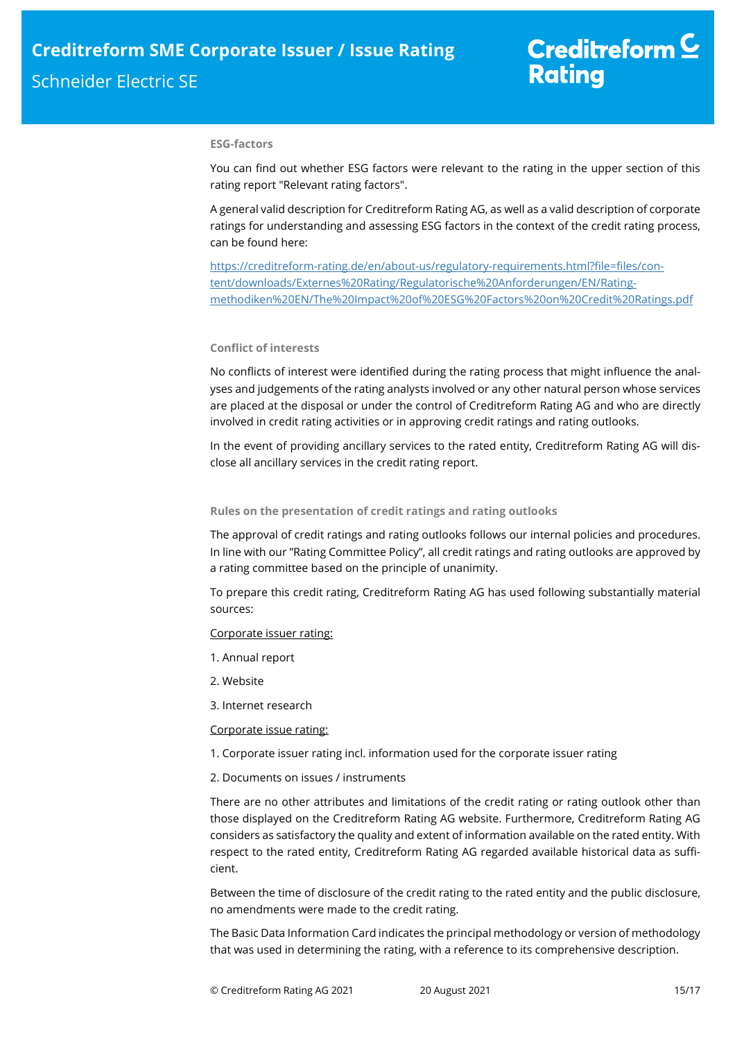### ESG-factors

You can find out whether ESG factors were relevant to the rating in the upper section of this rating report "Relevant rating factors".

A general valid description for Creditreform Rating AG, as well as a valid description of corporate ratings for understanding and assessing ESG factors in the context of the credit rating process, can be found here:

[https://creditreform-rating.de/en/about-us/regulatory-requirements.html?file=files/content/downloads/Externes%20Rating/Regulatorische%20Anforderungen/EN/Ratingmethodiken%20EN/The%20Impact%20of%20ESG%20Factors%20on%20Credit%20Ratings.pdf](https://creditreform-rating.de/en/about-us/regulatory-requirements.html?file=files/content/downloads/Externes%20Rating/Regulatorische%20Anforderungen/EN/Ratingmethodiken%20EN/The%20Impact%20of%20ESG%20Factors%20on%20Credit%20Ratings.pdf)

### Conflict of interests

No conflicts of interest were identified during the rating process that might influence the analyses and judgements of the rating analysts involved or any other natural person whose services are placed at the disposal or under the control of Creditreform Rating AG and who are directly involved in credit rating activities or in approving credit ratings and rating outlooks.

In the event of providing ancillary services to the rated entity, Creditreform Rating AG will disclose all ancillary services in the credit rating report.

### Rules on the presentation of credit ratings and rating outlooks

The approval of credit ratings and rating outlooks follows our internal policies and procedures. In line with our "Rating Committee Policy", all credit ratings and rating outlooks are approved by a rating committee based on the principle of unanimity.

To prepare this credit rating, Creditreform Rating AG has used following substantially material sources:

Corporate issuer rating:

1. Annual report
2. Website
3. Internet research

Corporate issue rating:

1. Corporate issuer rating incl. information used for the corporate issuer rating
2. Documents on issues / instruments

There are no other attributes and limitations of the credit rating or rating outlook other than those displayed on the Creditreform Rating AG website. Furthermore, Creditreform Rating AG considers as satisfactory the quality and extent of information available on the rated entity. With respect to the rated entity, Creditreform Rating AG regarded available historical data as sufficient.

Between the time of disclosure of the credit rating to the rated entity and the public disclosure, no amendments were made to the credit rating.

The Basic Data Information Card indicates the principal methodology or version of methodology that was used in determining the rating, with a reference to its comprehensive description.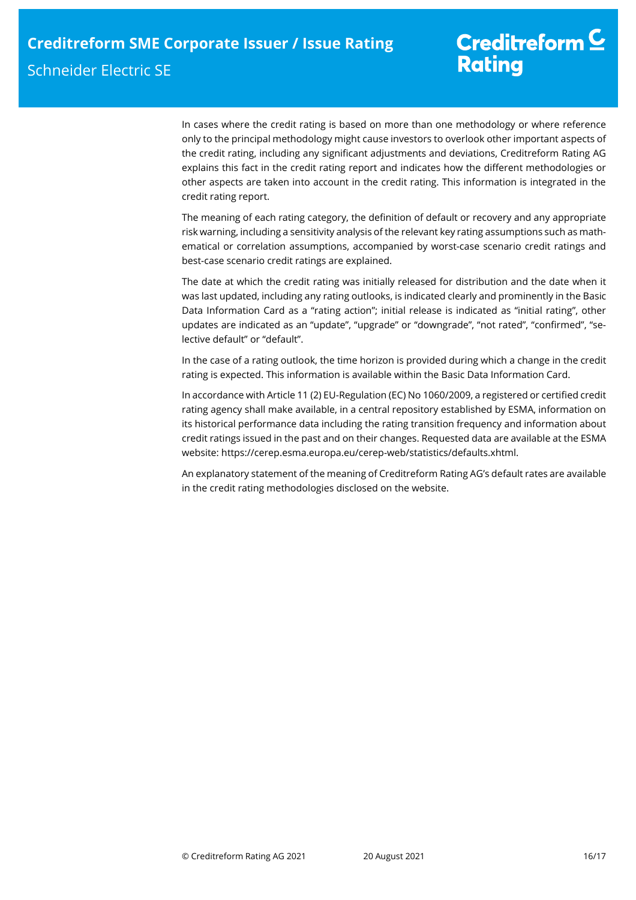In cases where the credit rating is based on more than one methodology or where reference only to the principal methodology might cause investors to overlook other important aspects of the credit rating, including any significant adjustments and deviations, Creditreform Rating AG explains this fact in the credit rating report and indicates how the different methodologies or other aspects are taken into account in the credit rating. This information is integrated in the credit rating report.

The meaning of each rating category, the definition of default or recovery and any appropriate risk warning, including a sensitivity analysis of the relevant key rating assumptions such as mathematical or correlation assumptions, accompanied by worst-case scenario credit ratings and best-case scenario credit ratings are explained.

The date at which the credit rating was initially released for distribution and the date when it was last updated, including any rating outlooks, is indicated clearly and prominently in the Basic Data Information Card as a "rating action"; initial release is indicated as "initial rating", other updates are indicated as an "update", "upgrade" or "downgrade", "not rated", "confirmed", "selective default" or "default".

In the case of a rating outlook, the time horizon is provided during which a change in the credit rating is expected. This information is available within the Basic Data Information Card.

In accordance with Article 11 (2) EU-Regulation (EC) No 1060/2009, a registered or certified credit rating agency shall make available, in a central repository established by ESMA, information on its historical performance data including the rating transition frequency and information about credit ratings issued in the past and on their changes. Requested data are available at the ESMA website: https://cerep.esma.europa.eu/cerep-web/statistics/defaults.xhtml.

An explanatory statement of the meaning of Creditreform Rating AG's default rates are available in the credit rating methodologies disclosed on the website.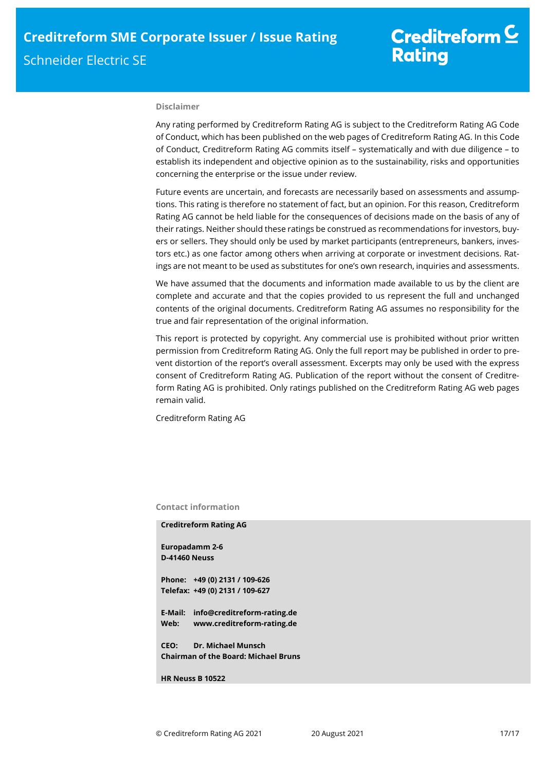## Disclaimer

Any rating performed by Creditreform Rating AG is subject to the Creditreform Rating AG Code of Conduct, which has been published on the web pages of Creditreform Rating AG. In this Code of Conduct, Creditreform Rating AG commits itself – systematically and with due diligence – to establish its independent and objective opinion as to the sustainability, risks and opportunities concerning the enterprise or the issue under review.

Future events are uncertain, and forecasts are necessarily based on assessments and assumptions. This rating is therefore no statement of fact, but an opinion. For this reason, Creditreform Rating AG cannot be held liable for the consequences of decisions made on the basis of any of their ratings. Neither should these ratings be construed as recommendations for investors, buyers or sellers. They should only be used by market participants (entrepreneurs, bankers, investors etc.) as one factor among others when arriving at corporate or investment decisions. Ratings are not meant to be used as substitutes for one's own research, inquiries and assessments.

We have assumed that the documents and information made available to us by the client are complete and accurate and that the copies provided to us represent the full and unchanged contents of the original documents. Creditreform Rating AG assumes no responsibility for the true and fair representation of the original information.

This report is protected by copyright. Any commercial use is prohibited without prior written permission from Creditreform Rating AG. Only the full report may be published in order to prevent distortion of the report's overall assessment. Excerpts may only be used with the express consent of Creditreform Rating AG. Publication of the report without the consent of Creditreform Rating AG is prohibited. Only ratings published on the Creditreform Rating AG web pages remain valid.

Creditreform Rating AG

## Contact information

**Creditreform Rating AG**

**Europadamm 2-6**
**D-41460 Neuss**

**Phone: +49 (0) 2131 / 109-626**
**Telefax: +49 (0) 2131 / 109-627**

**E-Mail: info@creditreform-rating.de**
**Web: www.creditreform-rating.de**

**CEO: Dr. Michael Munsch**
**Chairman of the Board: Michael Bruns**

**HR Neuss B 10522**